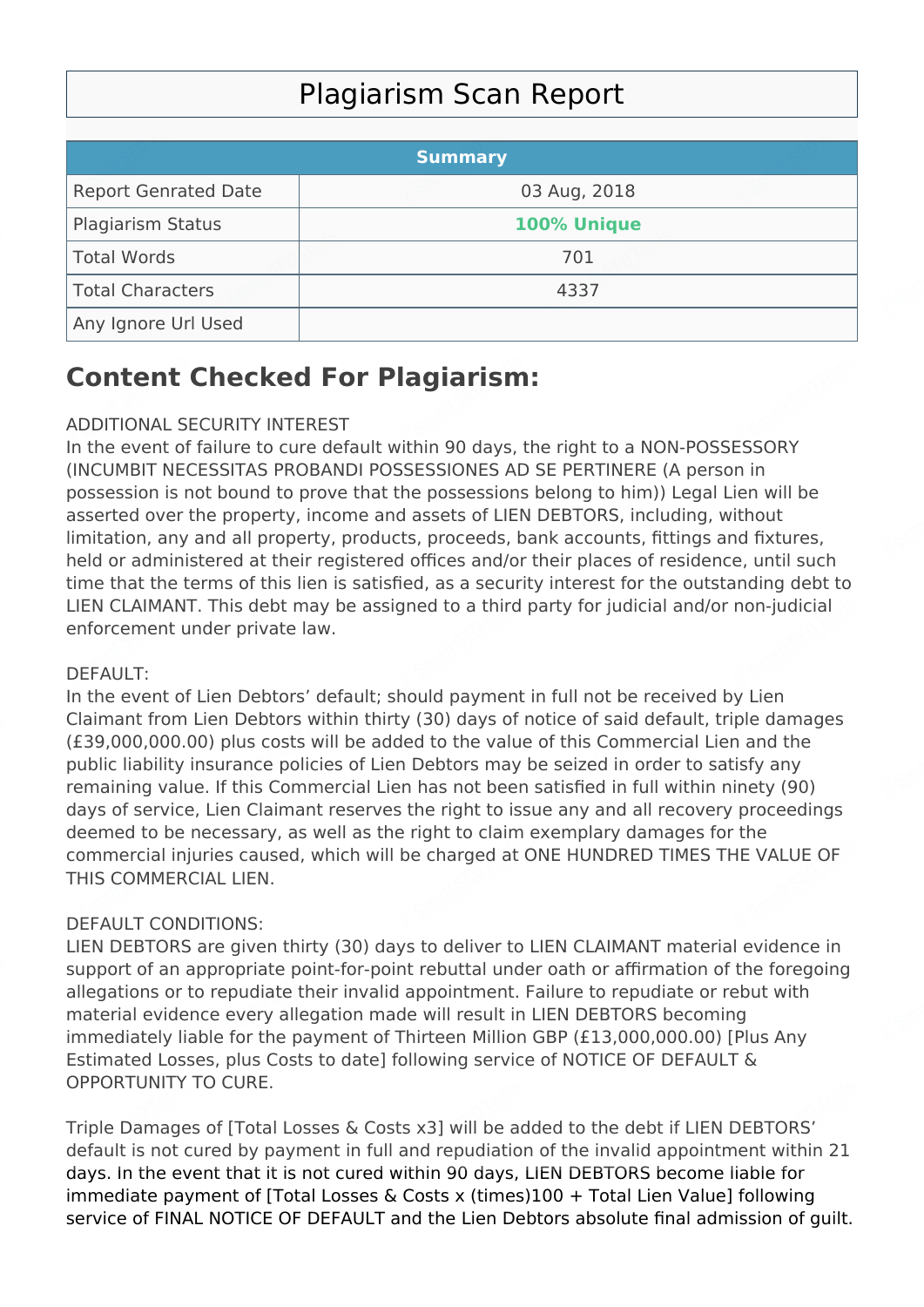# Plagiarism Scan Report

| Summary | |
|---|---|
| Report Genrated Date | 03 Aug, 2018 |
| Plagiarism Status | **100% Unique** |
| Total Words | 701 |
| Total Characters | 4337 |
| Any Ignore Url Used | |

## Content Checked For Plagiarism:

ADDITIONAL SECURITY INTEREST
In the event of failure to cure default within 90 days, the right to a NON-POSSESSORY (INCUMBIT NECESSITAS PROBANDI POSSESSIONES AD SE PERTINERE (A person in possession is not bound to prove that the possessions belong to him)) Legal Lien will be asserted over the property, income and assets of LIEN DEBTORS, including, without limitation, any and all property, products, proceeds, bank accounts, fittings and fixtures, held or administered at their registered offices and/or their places of residence, until such time that the terms of this lien is satisfied, as a security interest for the outstanding debt to LIEN CLAIMANT. This debt may be assigned to a third party for judicial and/or non-judicial enforcement under private law.

DEFAULT:
In the event of Lien Debtors' default; should payment in full not be received by Lien Claimant from Lien Debtors within thirty (30) days of notice of said default, triple damages (£39,000,000.00) plus costs will be added to the value of this Commercial Lien and the public liability insurance policies of Lien Debtors may be seized in order to satisfy any remaining value. If this Commercial Lien has not been satisfied in full within ninety (90) days of service, Lien Claimant reserves the right to issue any and all recovery proceedings deemed to be necessary, as well as the right to claim exemplary damages for the commercial injuries caused, which will be charged at ONE HUNDRED TIMES THE VALUE OF THIS COMMERCIAL LIEN.

DEFAULT CONDITIONS:
LIEN DEBTORS are given thirty (30) days to deliver to LIEN CLAIMANT material evidence in support of an appropriate point-for-point rebuttal under oath or affirmation of the foregoing allegations or to repudiate their invalid appointment. Failure to repudiate or rebut with material evidence every allegation made will result in LIEN DEBTORS becoming immediately liable for the payment of Thirteen Million GBP (£13,000,000.00) [Plus Any Estimated Losses, plus Costs to date] following service of NOTICE OF DEFAULT & OPPORTUNITY TO CURE.

Triple Damages of [Total Losses & Costs x3] will be added to the debt if LIEN DEBTORS' default is not cured by payment in full and repudiation of the invalid appointment within 21 days. In the event that it is not cured within 90 days, LIEN DEBTORS become liable for immediate payment of [Total Losses & Costs x (times)100 + Total Lien Value] following service of FINAL NOTICE OF DEFAULT and the Lien Debtors absolute final admission of guilt.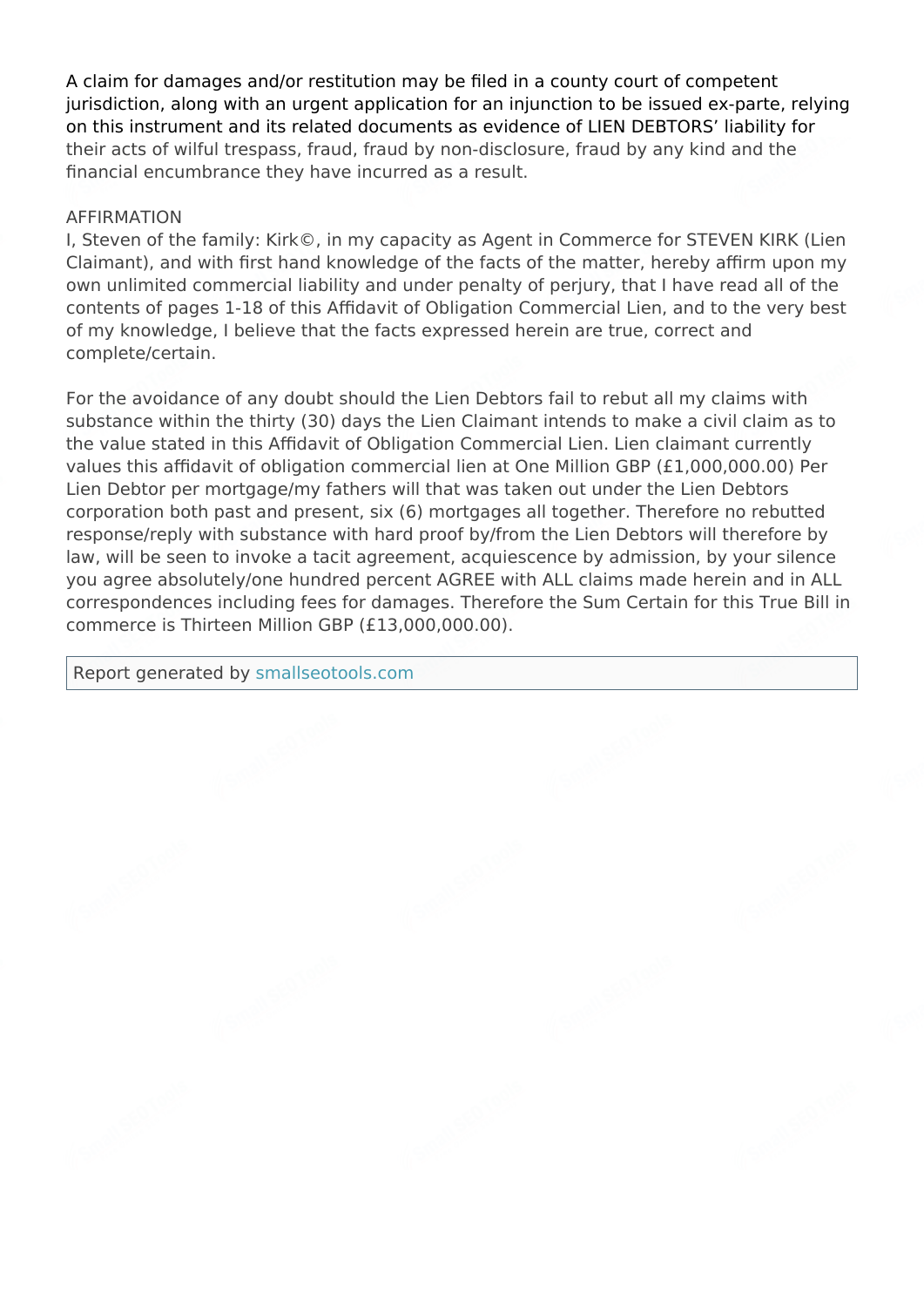A claim for damages and/or restitution may be filed in a county court of competent jurisdiction, along with an urgent application for an injunction to be issued ex-parte, relying on this instrument and its related documents as evidence of LIEN DEBTORS' liability for their acts of wilful trespass, fraud, fraud by non-disclosure, fraud by any kind and the financial encumbrance they have incurred as a result.

AFFIRMATION
I, Steven of the family: Kirk©, in my capacity as Agent in Commerce for STEVEN KIRK (Lien Claimant), and with first hand knowledge of the facts of the matter, hereby affirm upon my own unlimited commercial liability and under penalty of perjury, that I have read all of the contents of pages 1-18 of this Affidavit of Obligation Commercial Lien, and to the very best of my knowledge, I believe that the facts expressed herein are true, correct and complete/certain.

For the avoidance of any doubt should the Lien Debtors fail to rebut all my claims with substance within the thirty (30) days the Lien Claimant intends to make a civil claim as to the value stated in this Affidavit of Obligation Commercial Lien. Lien claimant currently values this affidavit of obligation commercial lien at One Million GBP (£1,000,000.00) Per Lien Debtor per mortgage/my fathers will that was taken out under the Lien Debtors corporation both past and present, six (6) mortgages all together. Therefore no rebutted response/reply with substance with hard proof by/from the Lien Debtors will therefore by law, will be seen to invoke a tacit agreement, acquiescence by admission, by your silence you agree absolutely/one hundred percent AGREE with ALL claims made herein and in ALL correspondences including fees for damages. Therefore the Sum Certain for this True Bill in commerce is Thirteen Million GBP (£13,000,000.00).

Report generated by smallseotools.com